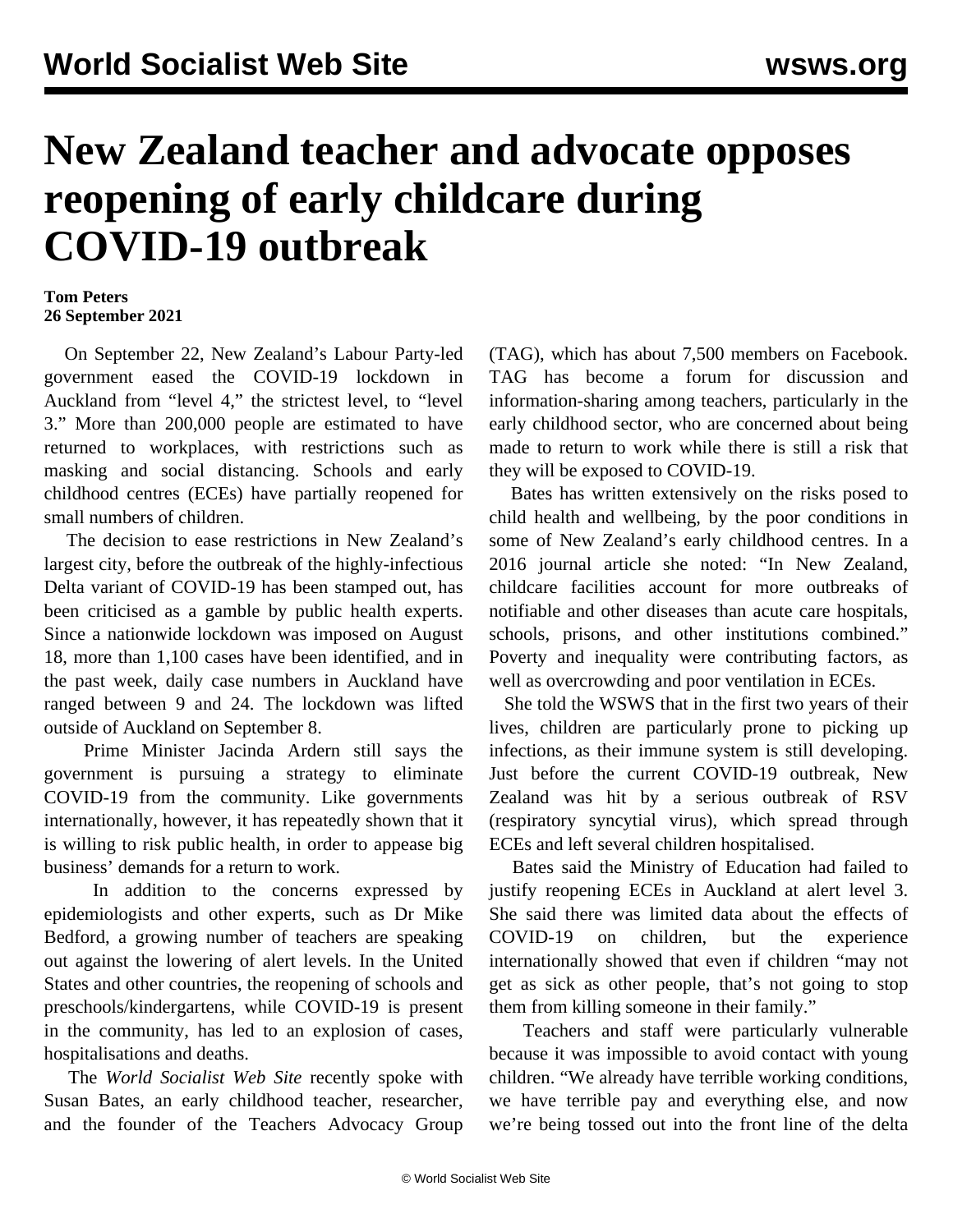# New Zealand teacher and advocate opposes reopening of early childcare during COVID-19 outbreak

**Tom Peters**
**26 September 2021**

On September 22, New Zealand's Labour Party-led government eased the COVID-19 lockdown in Auckland from "level 4," the strictest level, to "level 3." More than 200,000 people are estimated to have returned to workplaces, with restrictions such as masking and social distancing. Schools and early childhood centres (ECEs) have partially reopened for small numbers of children.

The decision to ease restrictions in New Zealand's largest city, before the outbreak of the highly-infectious Delta variant of COVID-19 has been stamped out, has been criticised as a gamble by public health experts. Since a nationwide lockdown was imposed on August 18, more than 1,100 cases have been identified, and in the past week, daily case numbers in Auckland have ranged between 9 and 24. The lockdown was lifted outside of Auckland on September 8.

Prime Minister Jacinda Ardern still says the government is pursuing a strategy to eliminate COVID-19 from the community. Like governments internationally, however, it has repeatedly shown that it is willing to risk public health, in order to appease big business' demands for a return to work.

In addition to the concerns expressed by epidemiologists and other experts, such as Dr Mike Bedford, a growing number of teachers are speaking out against the lowering of alert levels. In the United States and other countries, the reopening of schools and preschools/kindergartens, while COVID-19 is present in the community, has led to an explosion of cases, hospitalisations and deaths.

The *World Socialist Web Site* recently spoke with Susan Bates, an early childhood teacher, researcher, and the founder of the Teachers Advocacy Group (TAG), which has about 7,500 members on Facebook. TAG has become a forum for discussion and information-sharing among teachers, particularly in the early childhood sector, who are concerned about being made to return to work while there is still a risk that they will be exposed to COVID-19.

Bates has written extensively on the risks posed to child health and wellbeing, by the poor conditions in some of New Zealand's early childhood centres. In a 2016 journal article she noted: "In New Zealand, childcare facilities account for more outbreaks of notifiable and other diseases than acute care hospitals, schools, prisons, and other institutions combined." Poverty and inequality were contributing factors, as well as overcrowding and poor ventilation in ECEs.

She told the WSWS that in the first two years of their lives, children are particularly prone to picking up infections, as their immune system is still developing. Just before the current COVID-19 outbreak, New Zealand was hit by a serious outbreak of RSV (respiratory syncytial virus), which spread through ECEs and left several children hospitalised.

Bates said the Ministry of Education had failed to justify reopening ECEs in Auckland at alert level 3. She said there was limited data about the effects of COVID-19 on children, but the experience internationally showed that even if children "may not get as sick as other people, that's not going to stop them from killing someone in their family."

Teachers and staff were particularly vulnerable because it was impossible to avoid contact with young children. "We already have terrible working conditions, we have terrible pay and everything else, and now we're being tossed out into the front line of the delta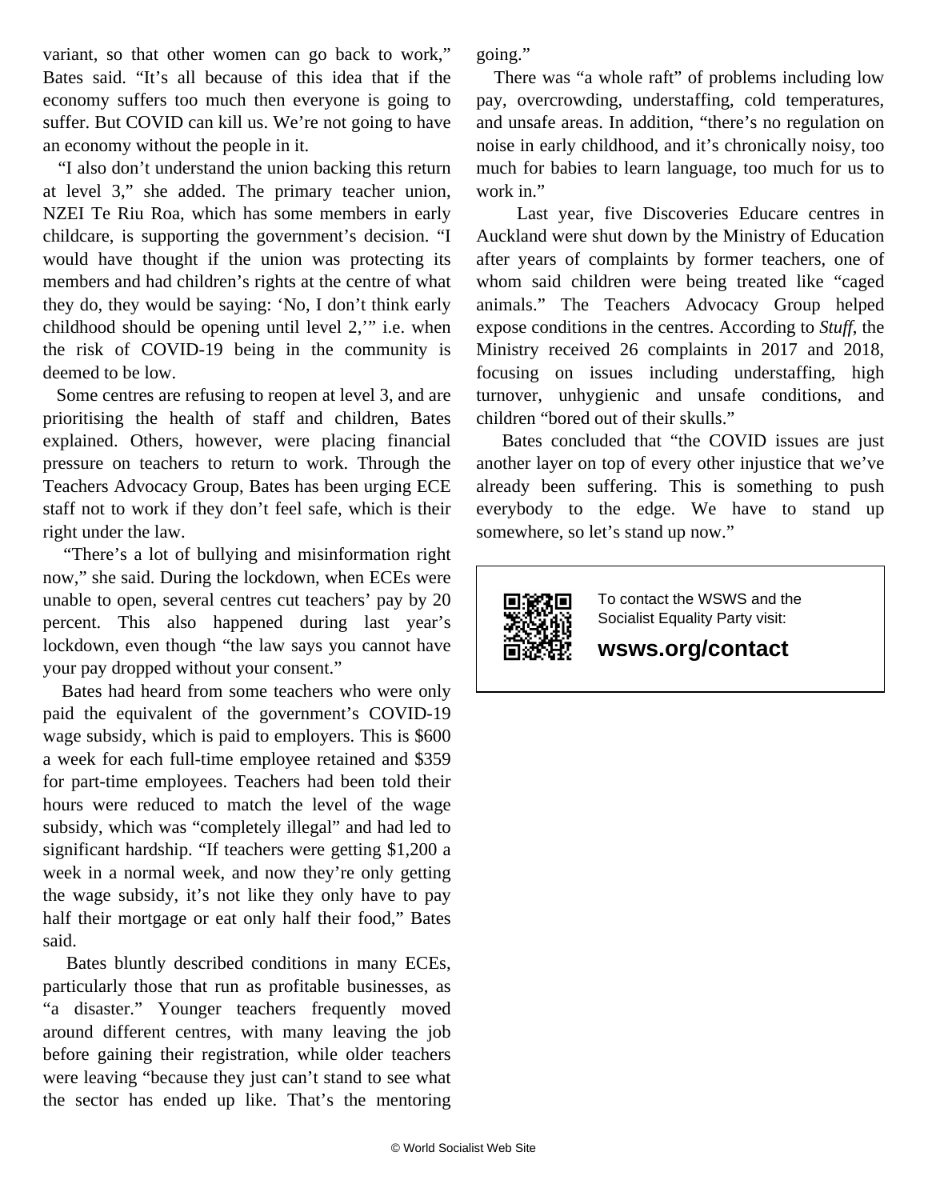variant, so that other women can go back to work," Bates said. "It's all because of this idea that if the economy suffers too much then everyone is going to suffer. But COVID can kill us. We're not going to have an economy without the people in it.

"I also don't understand the union backing this return at level 3," she added. The primary teacher union, NZEI Te Riu Roa, which has some members in early childcare, is supporting the government's decision. "I would have thought if the union was protecting its members and had children's rights at the centre of what they do, they would be saying: 'No, I don't think early childhood should be opening until level 2,'" i.e. when the risk of COVID-19 being in the community is deemed to be low.

Some centres are refusing to reopen at level 3, and are prioritising the health of staff and children, Bates explained. Others, however, were placing financial pressure on teachers to return to work. Through the Teachers Advocacy Group, Bates has been urging ECE staff not to work if they don't feel safe, which is their right under the law.

"There's a lot of bullying and misinformation right now," she said. During the lockdown, when ECEs were unable to open, several centres cut teachers' pay by 20 percent. This also happened during last year's lockdown, even though "the law says you cannot have your pay dropped without your consent."

Bates had heard from some teachers who were only paid the equivalent of the government's COVID-19 wage subsidy, which is paid to employers. This is $600 a week for each full-time employee retained and $359 for part-time employees. Teachers had been told their hours were reduced to match the level of the wage subsidy, which was "completely illegal" and had led to significant hardship. "If teachers were getting $1,200 a week in a normal week, and now they're only getting the wage subsidy, it's not like they only have to pay half their mortgage or eat only half their food," Bates said.

Bates bluntly described conditions in many ECEs, particularly those that run as profitable businesses, as "a disaster." Younger teachers frequently moved around different centres, with many leaving the job before gaining their registration, while older teachers were leaving "because they just can't stand to see what the sector has ended up like. That's the mentoring going."

There was "a whole raft" of problems including low pay, overcrowding, understaffing, cold temperatures, and unsafe areas. In addition, "there's no regulation on noise in early childhood, and it's chronically noisy, too much for babies to learn language, too much for us to work in."

Last year, five Discoveries Educare centres in Auckland were shut down by the Ministry of Education after years of complaints by former teachers, one of whom said children were being treated like "caged animals." The Teachers Advocacy Group helped expose conditions in the centres. According to *Stuff*, the Ministry received 26 complaints in 2017 and 2018, focusing on issues including understaffing, high turnover, unhygienic and unsafe conditions, and children "bored out of their skulls."

Bates concluded that "the COVID issues are just another layer on top of every other injustice that we've already been suffering. This is something to push everybody to the edge. We have to stand up somewhere, so let's stand up now."

To contact the WSWS and the Socialist Equality Party visit:

**wsws.org/contact**